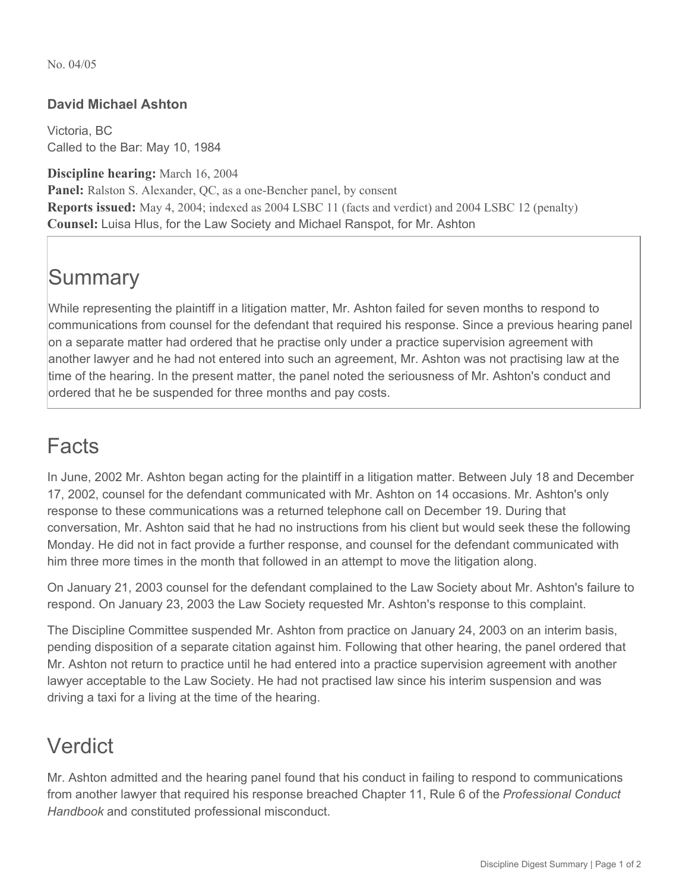No. 04/05

**David Michael Ashton**

Victoria, BC
Called to the Bar: May 10, 1984

**Discipline hearing:** March 16, 2004
**Panel:** Ralston S. Alexander, QC, as a one-Bencher panel, by consent
**Reports issued:** May 4, 2004; indexed as 2004 LSBC 11 (facts and verdict) and 2004 LSBC 12 (penalty)
**Counsel:** Luisa Hlus, for the Law Society and Michael Ranspot, for Mr. Ashton

## Summary

While representing the plaintiff in a litigation matter, Mr. Ashton failed for seven months to respond to communications from counsel for the defendant that required his response. Since a previous hearing panel on a separate matter had ordered that he practise only under a practice supervision agreement with another lawyer and he had not entered into such an agreement, Mr. Ashton was not practising law at the time of the hearing. In the present matter, the panel noted the seriousness of Mr. Ashton's conduct and ordered that he be suspended for three months and pay costs.

## Facts

In June, 2002 Mr. Ashton began acting for the plaintiff in a litigation matter. Between July 18 and December 17, 2002, counsel for the defendant communicated with Mr. Ashton on 14 occasions. Mr. Ashton's only response to these communications was a returned telephone call on December 19. During that conversation, Mr. Ashton said that he had no instructions from his client but would seek these the following Monday. He did not in fact provide a further response, and counsel for the defendant communicated with him three more times in the month that followed in an attempt to move the litigation along.

On January 21, 2003 counsel for the defendant complained to the Law Society about Mr. Ashton's failure to respond. On January 23, 2003 the Law Society requested Mr. Ashton's response to this complaint.

The Discipline Committee suspended Mr. Ashton from practice on January 24, 2003 on an interim basis, pending disposition of a separate citation against him. Following that other hearing, the panel ordered that Mr. Ashton not return to practice until he had entered into a practice supervision agreement with another lawyer acceptable to the Law Society. He had not practised law since his interim suspension and was driving a taxi for a living at the time of the hearing.

## Verdict

Mr. Ashton admitted and the hearing panel found that his conduct in failing to respond to communications from another lawyer that required his response breached Chapter 11, Rule 6 of the *Professional Conduct Handbook* and constituted professional misconduct.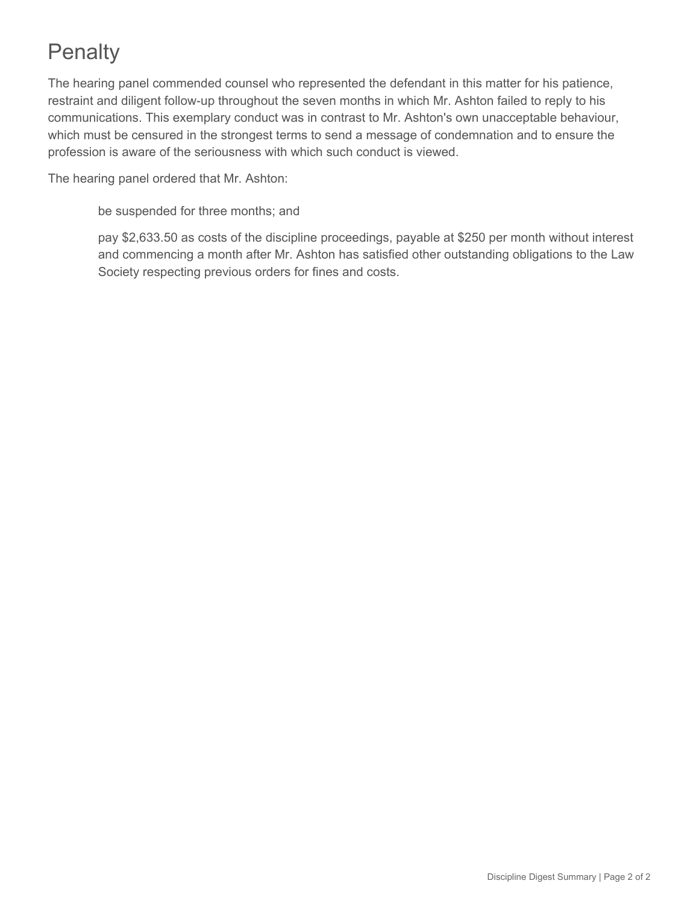# Penalty

The hearing panel commended counsel who represented the defendant in this matter for his patience, restraint and diligent follow-up throughout the seven months in which Mr. Ashton failed to reply to his communications. This exemplary conduct was in contrast to Mr. Ashton's own unacceptable behaviour, which must be censured in the strongest terms to send a message of condemnation and to ensure the profession is aware of the seriousness with which such conduct is viewed.

The hearing panel ordered that Mr. Ashton:

- be suspended for three months; and
- pay $2,633.50 as costs of the discipline proceedings, payable at $250 per month without interest and commencing a month after Mr. Ashton has satisfied other outstanding obligations to the Law Society respecting previous orders for fines and costs.